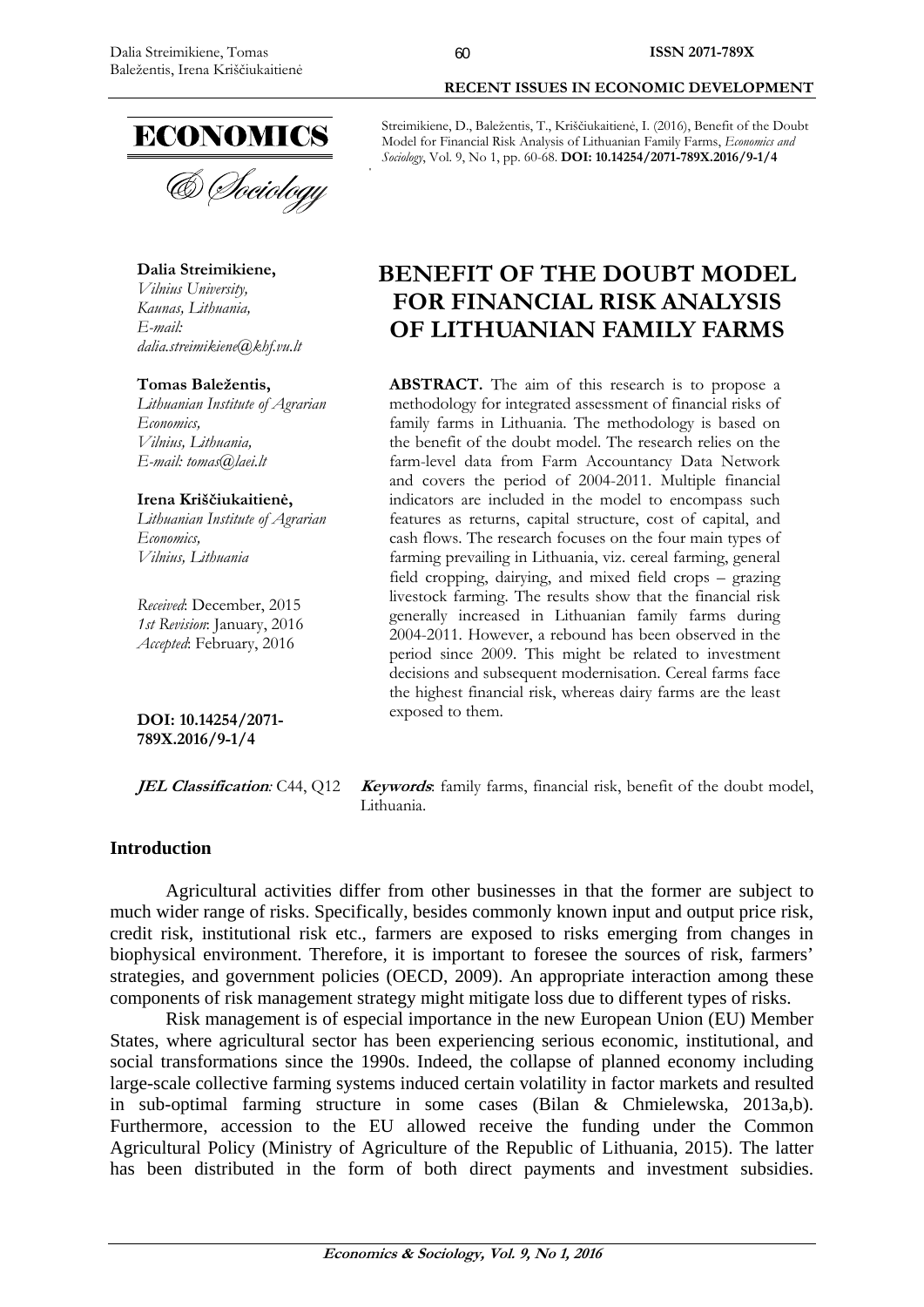Streimikiene, D., Baležentis, T., Kriščiukaitienė, I. (2016), Benefit of the Doubt Model for Financial Risk Analysis of Lithuanian Family Farms, *Economics and Sociology*, Vol. 9, No 1, pp. 60-68. **DOI: 10.14254/2071-789X.2016/9-1/4**

**Dalia Streimikiene,**
*Vilnius University,*
*Kaunas, Lithuania,*
*E-mail:*
*dalia.streimikiene@khf.vu.lt*

**Tomas Baležentis,**
*Lithuanian Institute of Agrarian Economics,*
*Vilnius, Lithuania,*
*E-mail: tomas@laei.lt*

**Irena Kriščiukaitienė,**
*Lithuanian Institute of Agrarian Economics,*
*Vilnius, Lithuania*

*Received*: December, 2015
*1st Revision*: January, 2016
*Accepted*: February, 2016

**DOI: 10.14254/2071-789X.2016/9-1/4**

# BENEFIT OF THE DOUBT MODEL FOR FINANCIAL RISK ANALYSIS OF LITHUANIAN FAMILY FARMS

**ABSTRACT.** The aim of this research is to propose a methodology for integrated assessment of financial risks of family farms in Lithuania. The methodology is based on the benefit of the doubt model. The research relies on the farm-level data from Farm Accountancy Data Network and covers the period of 2004-2011. Multiple financial indicators are included in the model to encompass such features as returns, capital structure, cost of capital, and cash flows. The research focuses on the four main types of farming prevailing in Lithuania, viz. cereal farming, general field cropping, dairying, and mixed field crops – grazing livestock farming. The results show that the financial risk generally increased in Lithuanian family farms during 2004-2011. However, a rebound has been observed in the period since 2009. This might be related to investment decisions and subsequent modernisation. Cereal farms face the highest financial risk, whereas dairy farms are the least exposed to them.

***JEL Classification*:** C44, Q12

***Keywords*:** family farms, financial risk, benefit of the doubt model, Lithuania.

## Introduction

Agricultural activities differ from other businesses in that the former are subject to much wider range of risks. Specifically, besides commonly known input and output price risk, credit risk, institutional risk etc., farmers are exposed to risks emerging from changes in biophysical environment. Therefore, it is important to foresee the sources of risk, farmers' strategies, and government policies (OECD, 2009). An appropriate interaction among these components of risk management strategy might mitigate loss due to different types of risks.

Risk management is of especial importance in the new European Union (EU) Member States, where agricultural sector has been experiencing serious economic, institutional, and social transformations since the 1990s. Indeed, the collapse of planned economy including large-scale collective farming systems induced certain volatility in factor markets and resulted in sub-optimal farming structure in some cases (Bilan & Chmielewska, 2013a,b). Furthermore, accession to the EU allowed receive the funding under the Common Agricultural Policy (Ministry of Agriculture of the Republic of Lithuania, 2015). The latter has been distributed in the form of both direct payments and investment subsidies.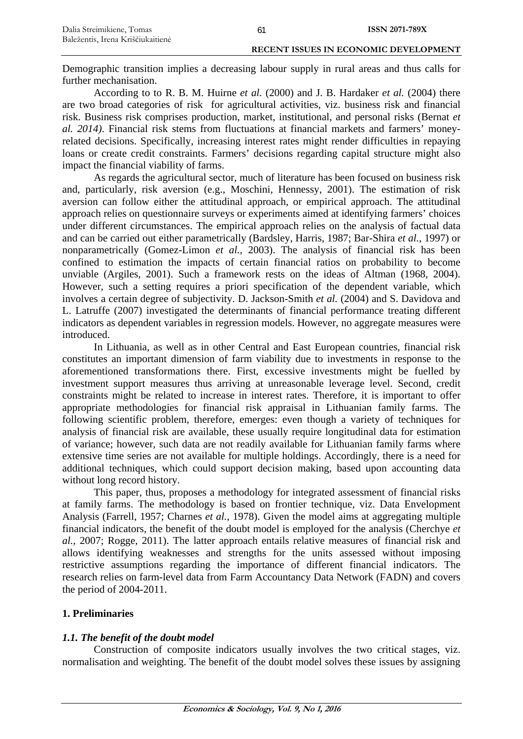Demographic transition implies a decreasing labour supply in rural areas and thus calls for further mechanisation.

According to to R. B. M. Huirne *et al.* (2000) and J. B. Hardaker *et al.* (2004) there are two broad categories of risk for agricultural activities, viz. business risk and financial risk. Business risk comprises production, market, institutional, and personal risks (Bernat *et al. 2014)*. Financial risk stems from fluctuations at financial markets and farmers' money-related decisions. Specifically, increasing interest rates might render difficulties in repaying loans or create credit constraints. Farmers' decisions regarding capital structure might also impact the financial viability of farms.

As regards the agricultural sector, much of literature has been focused on business risk and, particularly, risk aversion (e.g., Moschini, Hennessy, 2001). The estimation of risk aversion can follow either the attitudinal approach, or empirical approach. The attitudinal approach relies on questionnaire surveys or experiments aimed at identifying farmers' choices under different circumstances. The empirical approach relies on the analysis of factual data and can be carried out either parametrically (Bardsley, Harris, 1987; Bar-Shira *et al.*, 1997) or nonparametrically (Gomez-Limon *et al.*, 2003). The analysis of financial risk has been confined to estimation the impacts of certain financial ratios on probability to become unviable (Argiles, 2001). Such a framework rests on the ideas of Altman (1968, 2004). However, such a setting requires a priori specification of the dependent variable, which involves a certain degree of subjectivity. D. Jackson-Smith *et al.* (2004) and S. Davidova and L. Latruffe (2007) investigated the determinants of financial performance treating different indicators as dependent variables in regression models. However, no aggregate measures were introduced.

In Lithuania, as well as in other Central and East European countries, financial risk constitutes an important dimension of farm viability due to investments in response to the aforementioned transformations there. First, excessive investments might be fuelled by investment support measures thus arriving at unreasonable leverage level. Second, credit constraints might be related to increase in interest rates. Therefore, it is important to offer appropriate methodologies for financial risk appraisal in Lithuanian family farms. The following scientific problem, therefore, emerges: even though a variety of techniques for analysis of financial risk are available, these usually require longitudinal data for estimation of variance; however, such data are not readily available for Lithuanian family farms where extensive time series are not available for multiple holdings. Accordingly, there is a need for additional techniques, which could support decision making, based upon accounting data without long record history.

This paper, thus, proposes a methodology for integrated assessment of financial risks at family farms. The methodology is based on frontier technique, viz. Data Envelopment Analysis (Farrell, 1957; Charnes *et al.*, 1978). Given the model aims at aggregating multiple financial indicators, the benefit of the doubt model is employed for the analysis (Cherchye *et al.*, 2007; Rogge, 2011). The latter approach entails relative measures of financial risk and allows identifying weaknesses and strengths for the units assessed without imposing restrictive assumptions regarding the importance of different financial indicators. The research relies on farm-level data from Farm Accountancy Data Network (FADN) and covers the period of 2004-2011.

## 1. Preliminaries

### *1.1. The benefit of the doubt model*

Construction of composite indicators usually involves the two critical stages, viz. normalisation and weighting. The benefit of the doubt model solves these issues by assigning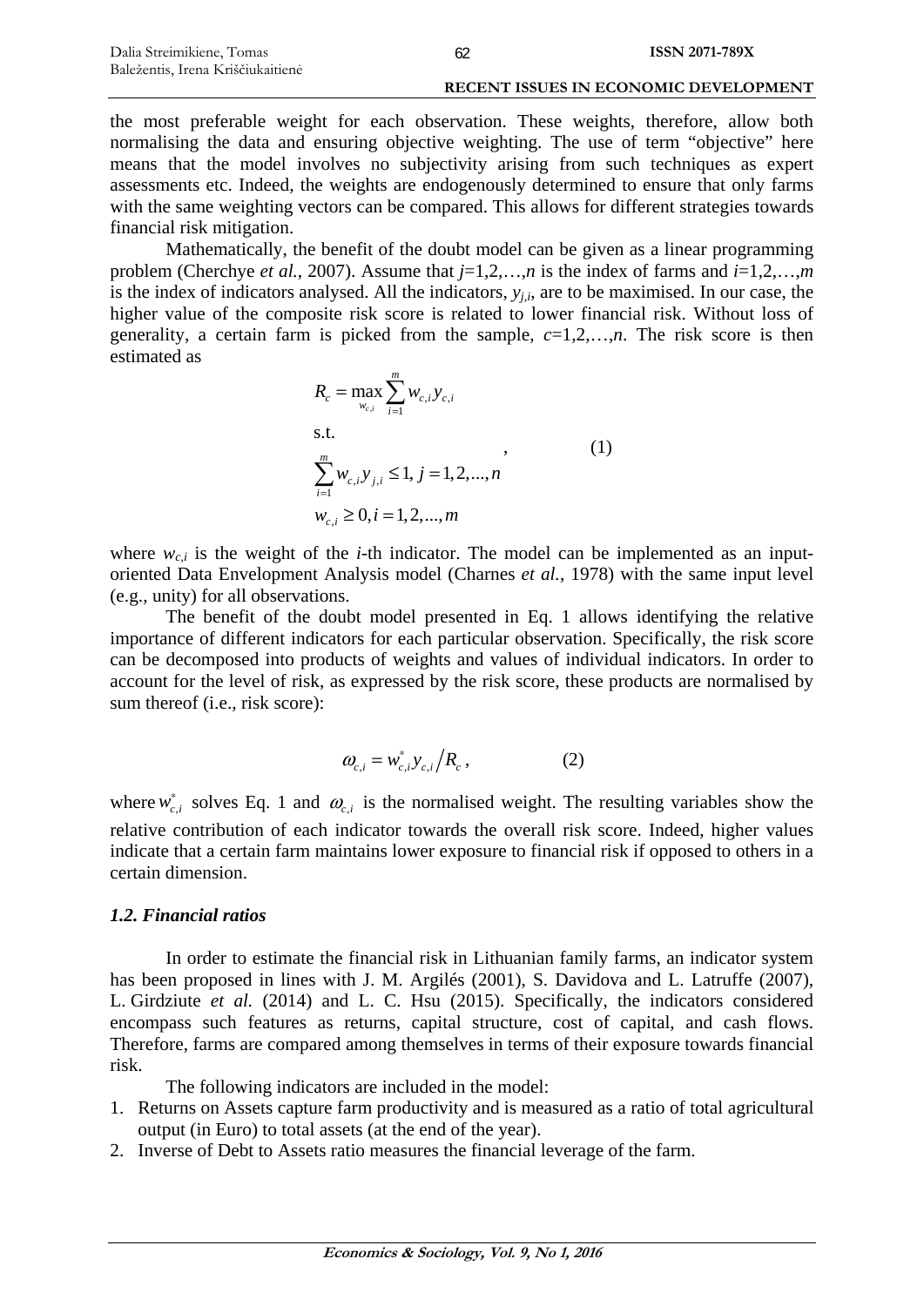the most preferable weight for each observation. These weights, therefore, allow both normalising the data and ensuring objective weighting. The use of term "objective" here means that the model involves no subjectivity arising from such techniques as expert assessments etc. Indeed, the weights are endogenously determined to ensure that only farms with the same weighting vectors can be compared. This allows for different strategies towards financial risk mitigation.

Mathematically, the benefit of the doubt model can be given as a linear programming problem (Cherchye *et al.*, 2007). Assume that $j=1,2,\ldots,n$ is the index of farms and $i=1,2,\ldots,m$ is the index of indicators analysed. All the indicators, $y_{j,i}$, are to be maximised. In our case, the higher value of the composite risk score is related to lower financial risk. Without loss of generality, a certain farm is picked from the sample, $c=1,2,\ldots,n$. The risk score is then estimated as

$$
\begin{aligned}
& R_c = \max_{w_{c,i}} \sum_{i=1}^{m} w_{c,i} y_{c,i} \\
& \text{s.t.} \\
& \sum_{i=1}^{m} w_{c,i} y_{j,i} \leq 1, \; j = 1,2,\ldots,n \\
& w_{c,i} \geq 0, i = 1,2,\ldots,m
\end{aligned}
\quad , \qquad (1)
$$

where $w_{c,i}$ is the weight of the *i*-th indicator. The model can be implemented as an input-oriented Data Envelopment Analysis model (Charnes *et al.*, 1978) with the same input level (e.g., unity) for all observations.

The benefit of the doubt model presented in Eq. 1 allows identifying the relative importance of different indicators for each particular observation. Specifically, the risk score can be decomposed into products of weights and values of individual indicators. In order to account for the level of risk, as expressed by the risk score, these products are normalised by sum thereof (i.e., risk score):

$$
\omega_{c,i} = w_{c,i}^{*} y_{c,i} \big/ R_c \,, \qquad (2)
$$

where $w_{c,i}^{*}$ solves Eq. 1 and $\omega_{c,i}$ is the normalised weight. The resulting variables show the relative contribution of each indicator towards the overall risk score. Indeed, higher values indicate that a certain farm maintains lower exposure to financial risk if opposed to others in a certain dimension.

### *1.2. Financial ratios*

In order to estimate the financial risk in Lithuanian family farms, an indicator system has been proposed in lines with J. M. Argilés (2001), S. Davidova and L. Latruffe (2007), L. Girdziute *et al.* (2014) and L. C. Hsu (2015). Specifically, the indicators considered encompass such features as returns, capital structure, cost of capital, and cash flows. Therefore, farms are compared among themselves in terms of their exposure towards financial risk.

The following indicators are included in the model:

1. Returns on Assets capture farm productivity and is measured as a ratio of total agricultural output (in Euro) to total assets (at the end of the year).
2. Inverse of Debt to Assets ratio measures the financial leverage of the farm.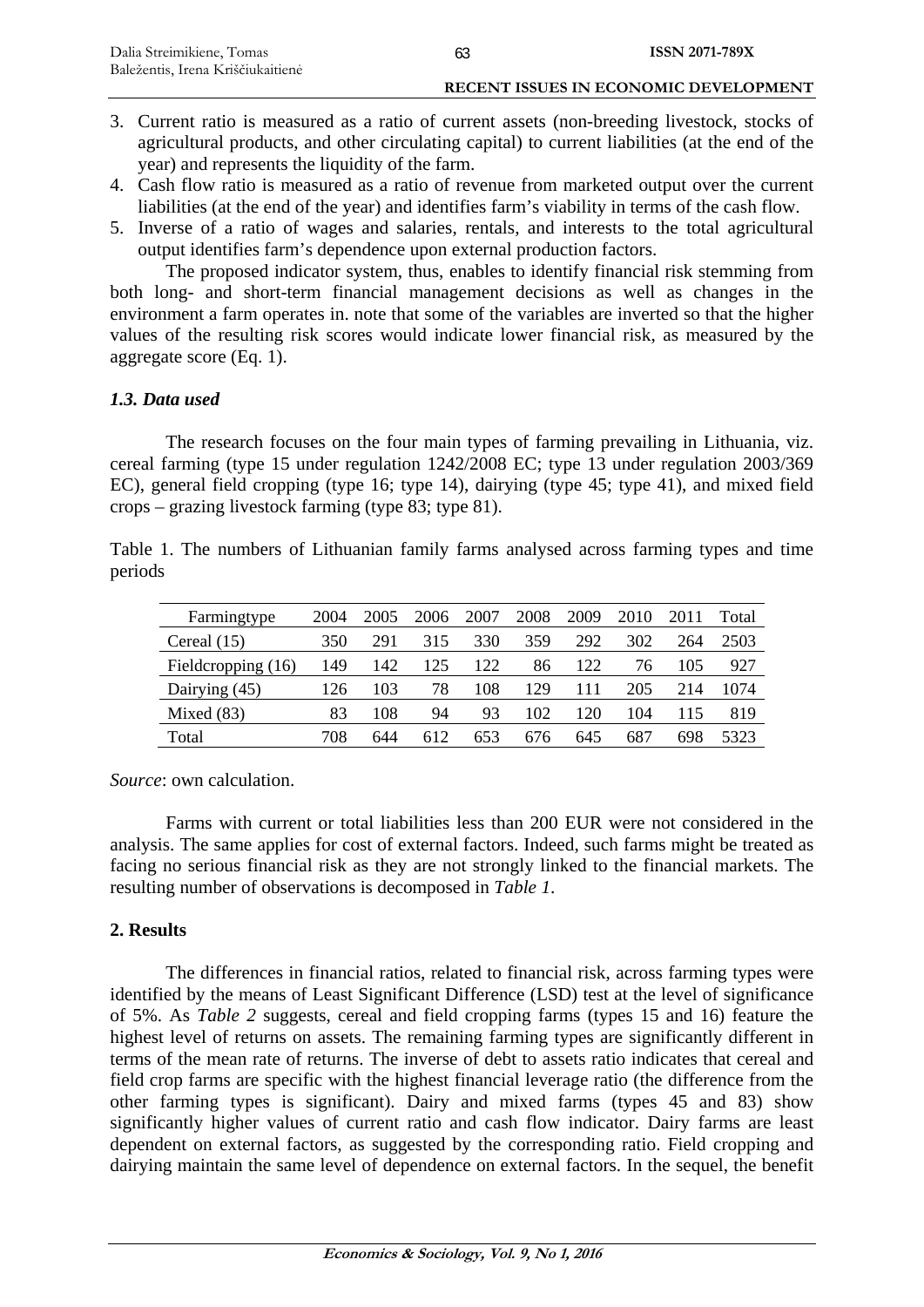3. Current ratio is measured as a ratio of current assets (non-breeding livestock, stocks of agricultural products, and other circulating capital) to current liabilities (at the end of the year) and represents the liquidity of the farm.
4. Cash flow ratio is measured as a ratio of revenue from marketed output over the current liabilities (at the end of the year) and identifies farm's viability in terms of the cash flow.
5. Inverse of a ratio of wages and salaries, rentals, and interests to the total agricultural output identifies farm's dependence upon external production factors.

The proposed indicator system, thus, enables to identify financial risk stemming from both long- and short-term financial management decisions as well as changes in the environment a farm operates in. note that some of the variables are inverted so that the higher values of the resulting risk scores would indicate lower financial risk, as measured by the aggregate score (Eq. 1).

### *1.3. Data used*

The research focuses on the four main types of farming prevailing in Lithuania, viz. cereal farming (type 15 under regulation 1242/2008 EC; type 13 under regulation 2003/369 EC), general field cropping (type 16; type 14), dairying (type 45; type 41), and mixed field crops – grazing livestock farming (type 83; type 81).

Table 1. The numbers of Lithuanian family farms analysed across farming types and time periods

| Farmingtype | 2004 | 2005 | 2006 | 2007 | 2008 | 2009 | 2010 | 2011 | Total |
|---|---|---|---|---|---|---|---|---|---|
| Cereal (15) | 350 | 291 | 315 | 330 | 359 | 292 | 302 | 264 | 2503 |
| Fieldcropping (16) | 149 | 142 | 125 | 122 | 86 | 122 | 76 | 105 | 927 |
| Dairying (45) | 126 | 103 | 78 | 108 | 129 | 111 | 205 | 214 | 1074 |
| Mixed (83) | 83 | 108 | 94 | 93 | 102 | 120 | 104 | 115 | 819 |
| Total | 708 | 644 | 612 | 653 | 676 | 645 | 687 | 698 | 5323 |

*Source*: own calculation.

Farms with current or total liabilities less than 200 EUR were not considered in the analysis. The same applies for cost of external factors. Indeed, such farms might be treated as facing no serious financial risk as they are not strongly linked to the financial markets. The resulting number of observations is decomposed in *Table 1*.

## 2. Results

The differences in financial ratios, related to financial risk, across farming types were identified by the means of Least Significant Difference (LSD) test at the level of significance of 5%. As *Table 2* suggests, cereal and field cropping farms (types 15 and 16) feature the highest level of returns on assets. The remaining farming types are significantly different in terms of the mean rate of returns. The inverse of debt to assets ratio indicates that cereal and field crop farms are specific with the highest financial leverage ratio (the difference from the other farming types is significant). Dairy and mixed farms (types 45 and 83) show significantly higher values of current ratio and cash flow indicator. Dairy farms are least dependent on external factors, as suggested by the corresponding ratio. Field cropping and dairying maintain the same level of dependence on external factors. In the sequel, the benefit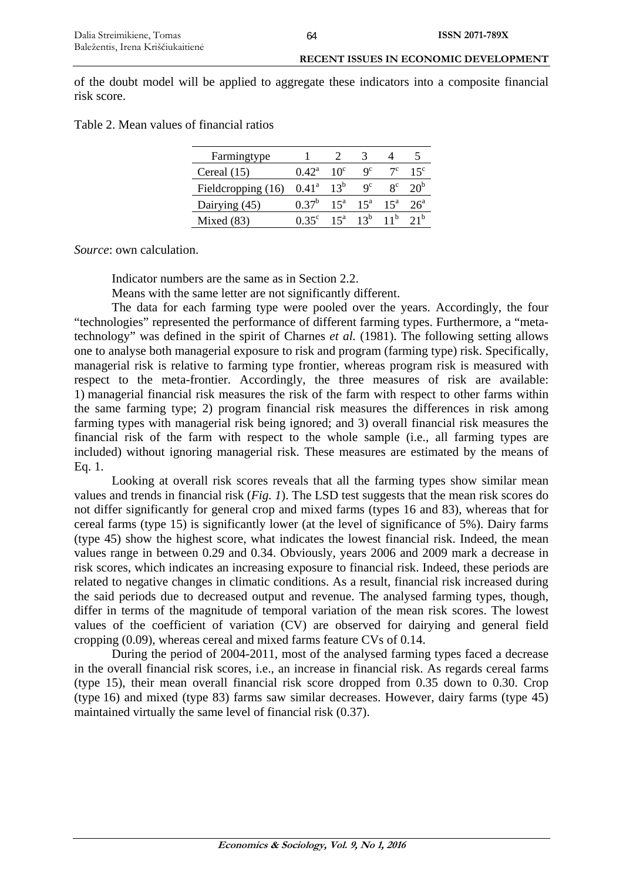of the doubt model will be applied to aggregate these indicators into a composite financial risk score.

Table 2. Mean values of financial ratios

| Farmingtype | 1 | 2 | 3 | 4 | 5 |
|---|---|---|---|---|---|
| Cereal (15) | 0.42[a] | 10[c] | 9[c] | 7[c] | 15[c] |
| Fieldcropping (16) | 0.41[a] | 13[b] | 9[c] | 8[c] | 20[b] |
| Dairying (45) | 0.37[b] | 15[a] | 15[a] | 15[a] | 26[a] |
| Mixed (83) | 0.35[c] | 15[a] | 13[b] | 11[b] | 21[b] |

*Source*: own calculation.

Indicator numbers are the same as in Section 2.2.

Means with the same letter are not significantly different.

The data for each farming type were pooled over the years. Accordingly, the four "technologies" represented the performance of different farming types. Furthermore, a "meta-technology" was defined in the spirit of Charnes *et al.* (1981). The following setting allows one to analyse both managerial exposure to risk and program (farming type) risk. Specifically, managerial risk is relative to farming type frontier, whereas program risk is measured with respect to the meta-frontier. Accordingly, the three measures of risk are available: 1) managerial financial risk measures the risk of the farm with respect to other farms within the same farming type; 2) program financial risk measures the differences in risk among farming types with managerial risk being ignored; and 3) overall financial risk measures the financial risk of the farm with respect to the whole sample (i.e., all farming types are included) without ignoring managerial risk. These measures are estimated by the means of Eq. 1.

Looking at overall risk scores reveals that all the farming types show similar mean values and trends in financial risk (*Fig. 1*). The LSD test suggests that the mean risk scores do not differ significantly for general crop and mixed farms (types 16 and 83), whereas that for cereal farms (type 15) is significantly lower (at the level of significance of 5%). Dairy farms (type 45) show the highest score, what indicates the lowest financial risk. Indeed, the mean values range in between 0.29 and 0.34. Obviously, years 2006 and 2009 mark a decrease in risk scores, which indicates an increasing exposure to financial risk. Indeed, these periods are related to negative changes in climatic conditions. As a result, financial risk increased during the said periods due to decreased output and revenue. The analysed farming types, though, differ in terms of the magnitude of temporal variation of the mean risk scores. The lowest values of the coefficient of variation (CV) are observed for dairying and general field cropping (0.09), whereas cereal and mixed farms feature CVs of 0.14.

During the period of 2004-2011, most of the analysed farming types faced a decrease in the overall financial risk scores, i.e., an increase in financial risk. As regards cereal farms (type 15), their mean overall financial risk score dropped from 0.35 down to 0.30. Crop (type 16) and mixed (type 83) farms saw similar decreases. However, dairy farms (type 45) maintained virtually the same level of financial risk (0.37).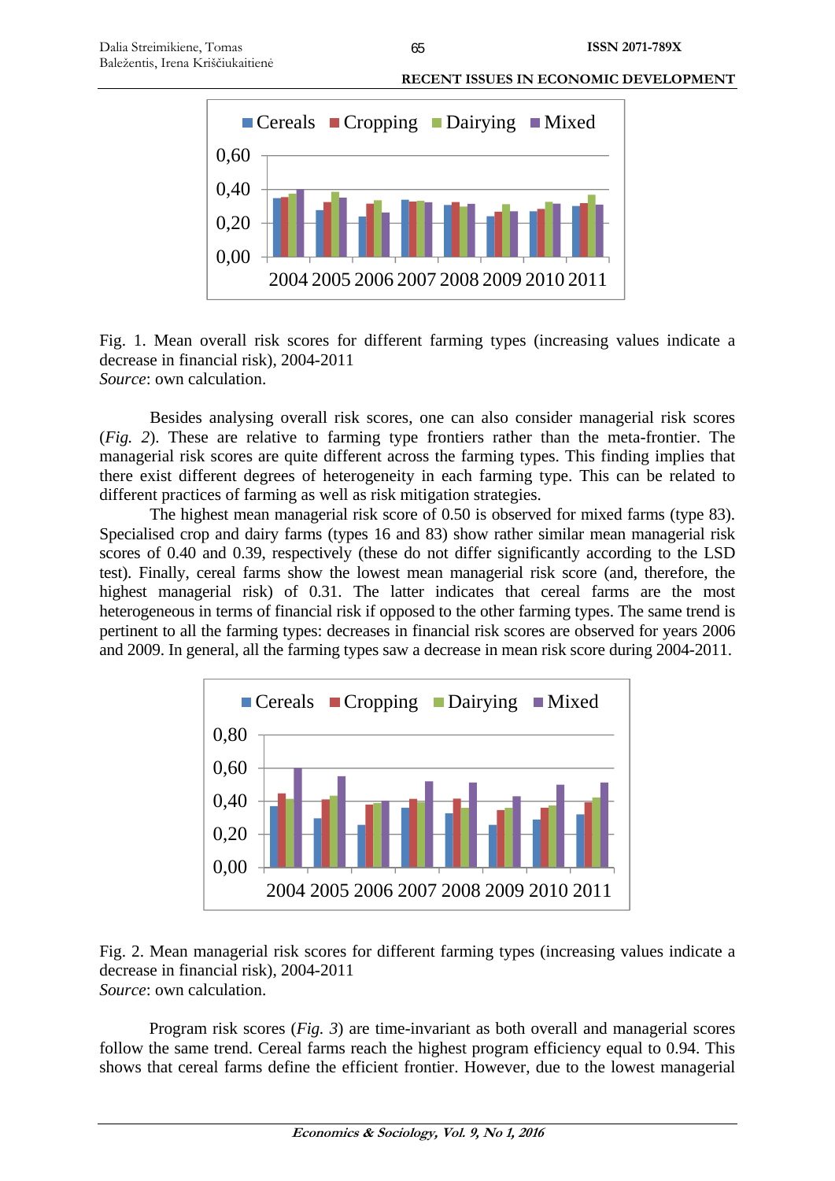Fig. 1. Mean overall risk scores for different farming types (increasing values indicate a decrease in financial risk), 2004-2011
*Source*: own calculation.

Besides analysing overall risk scores, one can also consider managerial risk scores (*Fig. 2*). These are relative to farming type frontiers rather than the meta-frontier. The managerial risk scores are quite different across the farming types. This finding implies that there exist different degrees of heterogeneity in each farming type. This can be related to different practices of farming as well as risk mitigation strategies.

The highest mean managerial risk score of 0.50 is observed for mixed farms (type 83). Specialised crop and dairy farms (types 16 and 83) show rather similar mean managerial risk scores of 0.40 and 0.39, respectively (these do not differ significantly according to the LSD test). Finally, cereal farms show the lowest mean managerial risk score (and, therefore, the highest managerial risk) of 0.31. The latter indicates that cereal farms are the most heterogeneous in terms of financial risk if opposed to the other farming types. The same trend is pertinent to all the farming types: decreases in financial risk scores are observed for years 2006 and 2009. In general, all the farming types saw a decrease in mean risk score during 2004-2011.

Fig. 2. Mean managerial risk scores for different farming types (increasing values indicate a decrease in financial risk), 2004-2011
*Source*: own calculation.

Program risk scores (*Fig. 3*) are time-invariant as both overall and managerial scores follow the same trend. Cereal farms reach the highest program efficiency equal to 0.94. This shows that cereal farms define the efficient frontier. However, due to the lowest managerial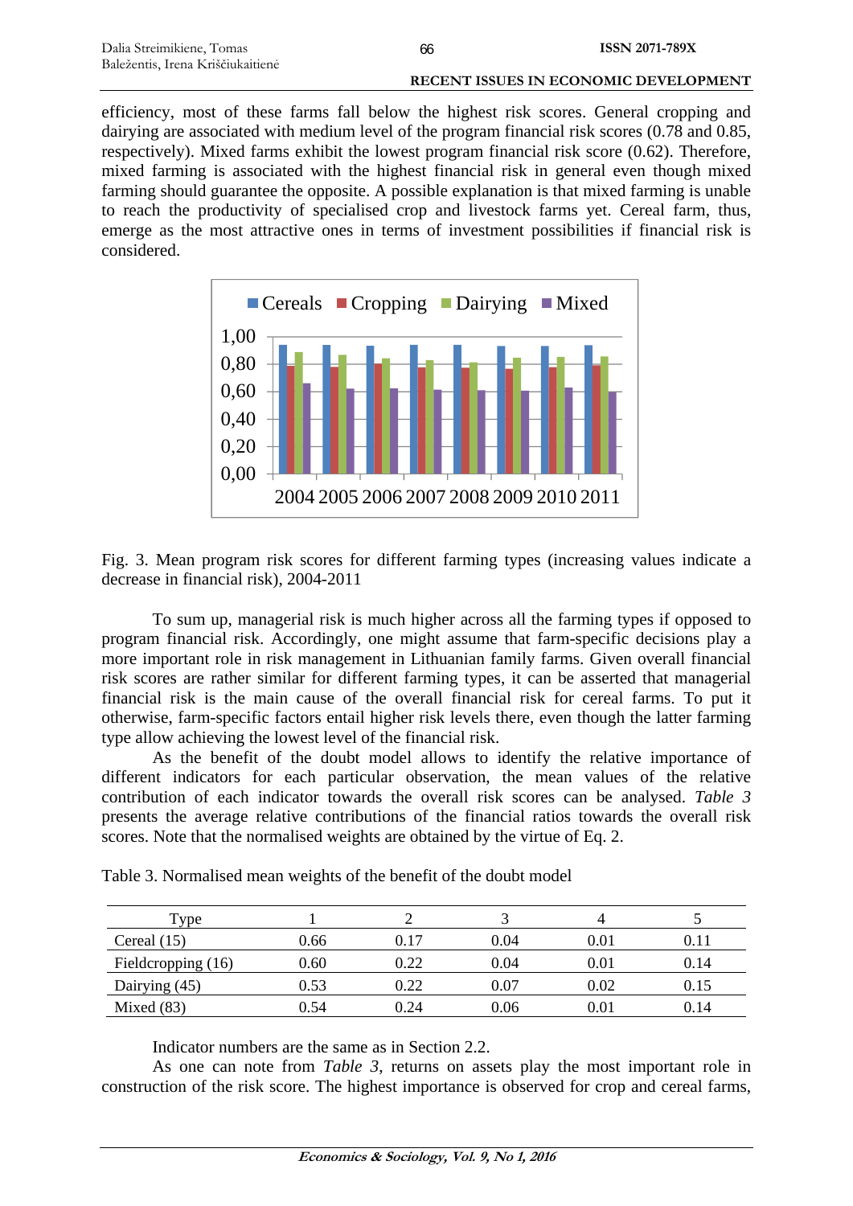efficiency, most of these farms fall below the highest risk scores. General cropping and dairying are associated with medium level of the program financial risk scores (0.78 and 0.85, respectively). Mixed farms exhibit the lowest program financial risk score (0.62). Therefore, mixed farming is associated with the highest financial risk in general even though mixed farming should guarantee the opposite. A possible explanation is that mixed farming is unable to reach the productivity of specialised crop and livestock farms yet. Cereal farm, thus, emerge as the most attractive ones in terms of investment possibilities if financial risk is considered.

Fig. 3. Mean program risk scores for different farming types (increasing values indicate a decrease in financial risk), 2004-2011

To sum up, managerial risk is much higher across all the farming types if opposed to program financial risk. Accordingly, one might assume that farm-specific decisions play a more important role in risk management in Lithuanian family farms. Given overall financial risk scores are rather similar for different farming types, it can be asserted that managerial financial risk is the main cause of the overall financial risk for cereal farms. To put it otherwise, farm-specific factors entail higher risk levels there, even though the latter farming type allow achieving the lowest level of the financial risk.

As the benefit of the doubt model allows to identify the relative importance of different indicators for each particular observation, the mean values of the relative contribution of each indicator towards the overall risk scores can be analysed. *Table 3* presents the average relative contributions of the financial ratios towards the overall risk scores. Note that the normalised weights are obtained by the virtue of Eq. 2.

Table 3. Normalised mean weights of the benefit of the doubt model

| Type | 1 | 2 | 3 | 4 | 5 |
|---|---|---|---|---|---|
| Cereal (15) | 0.66 | 0.17 | 0.04 | 0.01 | 0.11 |
| Fieldcropping (16) | 0.60 | 0.22 | 0.04 | 0.01 | 0.14 |
| Dairying (45) | 0.53 | 0.22 | 0.07 | 0.02 | 0.15 |
| Mixed (83) | 0.54 | 0.24 | 0.06 | 0.01 | 0.14 |

Indicator numbers are the same as in Section 2.2.

As one can note from *Table 3*, returns on assets play the most important role in construction of the risk score. The highest importance is observed for crop and cereal farms,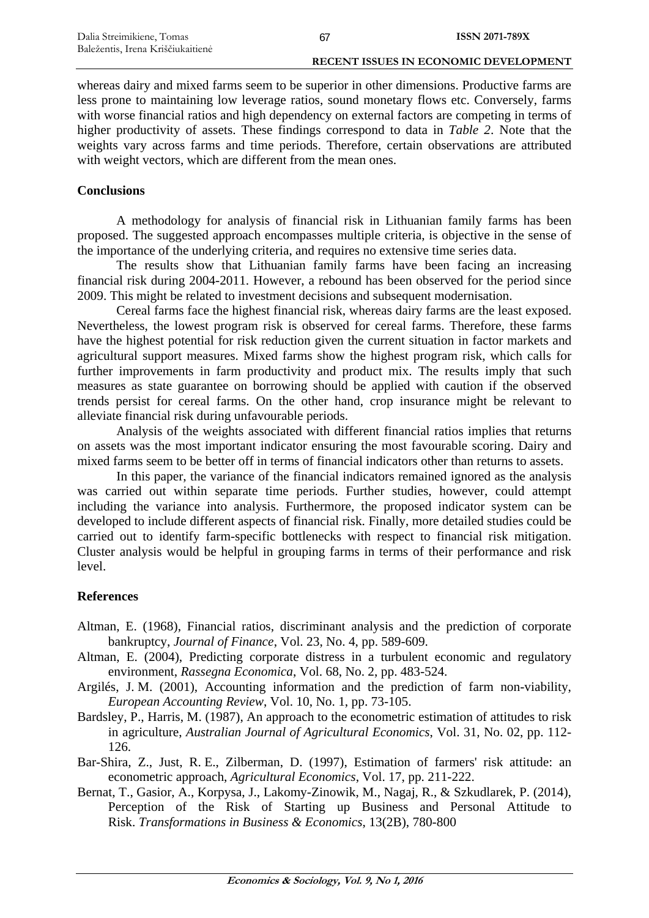whereas dairy and mixed farms seem to be superior in other dimensions. Productive farms are less prone to maintaining low leverage ratios, sound monetary flows etc. Conversely, farms with worse financial ratios and high dependency on external factors are competing in terms of higher productivity of assets. These findings correspond to data in *Table 2*. Note that the weights vary across farms and time periods. Therefore, certain observations are attributed with weight vectors, which are different from the mean ones.

## Conclusions

A methodology for analysis of financial risk in Lithuanian family farms has been proposed. The suggested approach encompasses multiple criteria, is objective in the sense of the importance of the underlying criteria, and requires no extensive time series data.

The results show that Lithuanian family farms have been facing an increasing financial risk during 2004-2011. However, a rebound has been observed for the period since 2009. This might be related to investment decisions and subsequent modernisation.

Cereal farms face the highest financial risk, whereas dairy farms are the least exposed. Nevertheless, the lowest program risk is observed for cereal farms. Therefore, these farms have the highest potential for risk reduction given the current situation in factor markets and agricultural support measures. Mixed farms show the highest program risk, which calls for further improvements in farm productivity and product mix. The results imply that such measures as state guarantee on borrowing should be applied with caution if the observed trends persist for cereal farms. On the other hand, crop insurance might be relevant to alleviate financial risk during unfavourable periods.

Analysis of the weights associated with different financial ratios implies that returns on assets was the most important indicator ensuring the most favourable scoring. Dairy and mixed farms seem to be better off in terms of financial indicators other than returns to assets.

In this paper, the variance of the financial indicators remained ignored as the analysis was carried out within separate time periods. Further studies, however, could attempt including the variance into analysis. Furthermore, the proposed indicator system can be developed to include different aspects of financial risk. Finally, more detailed studies could be carried out to identify farm-specific bottlenecks with respect to financial risk mitigation. Cluster analysis would be helpful in grouping farms in terms of their performance and risk level.

## References

Altman, E. (1968), Financial ratios, discriminant analysis and the prediction of corporate bankruptcy, *Journal of Finance*, Vol. 23, No. 4, pp. 589-609.

Altman, E. (2004), Predicting corporate distress in a turbulent economic and regulatory environment, *Rassegna Economica*, Vol. 68, No. 2, pp. 483-524.

Argilés, J. M. (2001), Accounting information and the prediction of farm non-viability, *European Accounting Review*, Vol. 10, No. 1, pp. 73-105.

Bardsley, P., Harris, M. (1987), An approach to the econometric estimation of attitudes to risk in agriculture, *Australian Journal of Agricultural Economics*, Vol. 31, No. 02, pp. 112-126.

Bar-Shira, Z., Just, R. E., Zilberman, D. (1997), Estimation of farmers' risk attitude: an econometric approach, *Agricultural Economics*, Vol. 17, pp. 211-222.

Bernat, T., Gasior, A., Korpysa, J., Lakomy-Zinowik, M., Nagaj, R., & Szkudlarek, P. (2014), Perception of the Risk of Starting up Business and Personal Attitude to Risk. *Transformations in Business & Economics*, 13(2B), 780-800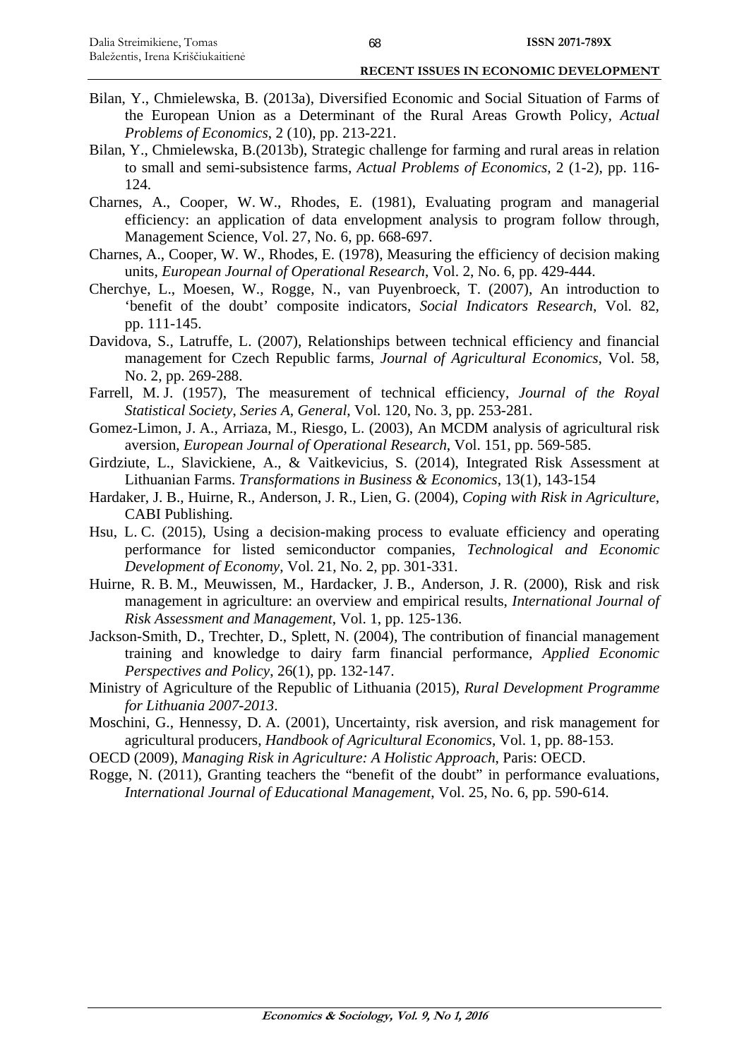Bilan, Y., Chmielewska, B. (2013a), Diversified Economic and Social Situation of Farms of the European Union as a Determinant of the Rural Areas Growth Policy, *Actual Problems of Economics*, 2 (10), pp. 213-221.

Bilan, Y., Chmielewska, B.(2013b), Strategic challenge for farming and rural areas in relation to small and semi-subsistence farms, *Actual Problems of Economics*, 2 (1-2), pp. 116-124.

Charnes, A., Cooper, W. W., Rhodes, E. (1981), Evaluating program and managerial efficiency: an application of data envelopment analysis to program follow through, Management Science, Vol. 27, No. 6, pp. 668-697.

Charnes, A., Cooper, W. W., Rhodes, E. (1978), Measuring the efficiency of decision making units, *European Journal of Operational Research*, Vol. 2, No. 6, pp. 429-444.

Cherchye, L., Moesen, W., Rogge, N., van Puyenbroeck, T. (2007), An introduction to 'benefit of the doubt' composite indicators, *Social Indicators Research*, Vol. 82, pp. 111-145.

Davidova, S., Latruffe, L. (2007), Relationships between technical efficiency and financial management for Czech Republic farms, *Journal of Agricultural Economics*, Vol. 58, No. 2, pp. 269-288.

Farrell, M. J. (1957), The measurement of technical efficiency, *Journal of the Royal Statistical Society, Series A, General*, Vol. 120, No. 3, pp. 253-281.

Gomez-Limon, J. A., Arriaza, M., Riesgo, L. (2003), An MCDM analysis of agricultural risk aversion, *European Journal of Operational Research*, Vol. 151, pp. 569-585.

Girdziute, L., Slavickiene, A., & Vaitkevicius, S. (2014), Integrated Risk Assessment at Lithuanian Farms. *Transformations in Business & Economics*, 13(1), 143-154

Hardaker, J. B., Huirne, R., Anderson, J. R., Lien, G. (2004), *Coping with Risk in Agriculture*, CABI Publishing.

Hsu, L. C. (2015), Using a decision-making process to evaluate efficiency and operating performance for listed semiconductor companies, *Technological and Economic Development of Economy*, Vol. 21, No. 2, pp. 301-331.

Huirne, R. B. M., Meuwissen, M., Hardacker, J. B., Anderson, J. R. (2000), Risk and risk management in agriculture: an overview and empirical results, *International Journal of Risk Assessment and Management*, Vol. 1, pp. 125-136.

Jackson-Smith, D., Trechter, D., Splett, N. (2004), The contribution of financial management training and knowledge to dairy farm financial performance, *Applied Economic Perspectives and Policy*, 26(1), pp. 132-147.

Ministry of Agriculture of the Republic of Lithuania (2015), *Rural Development Programme for Lithuania 2007-2013*.

Moschini, G., Hennessy, D. A. (2001), Uncertainty, risk aversion, and risk management for agricultural producers, *Handbook of Agricultural Economics*, Vol. 1, pp. 88-153.

OECD (2009), *Managing Risk in Agriculture: A Holistic Approach*, Paris: OECD.

Rogge, N. (2011), Granting teachers the "benefit of the doubt" in performance evaluations, *International Journal of Educational Management*, Vol. 25, No. 6, pp. 590-614.